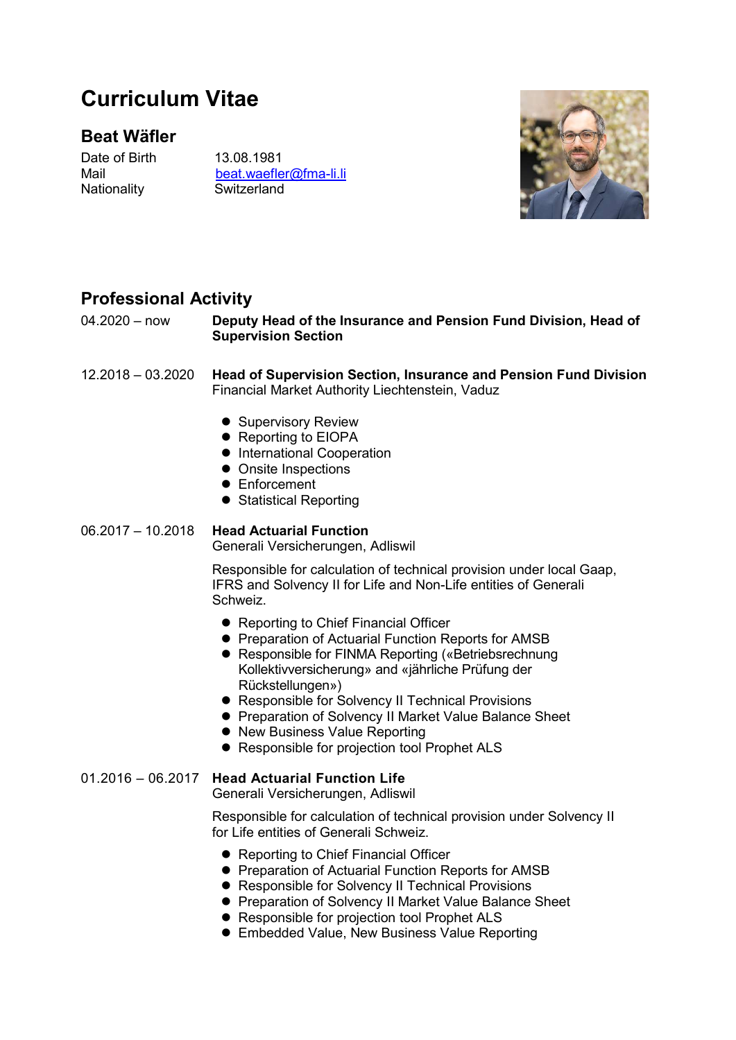# Curriculum Vitae

## Beat Wäfler

| | |
|---|---|
| Date of Birth | 13.08.1981 |
| Mail | beat.waefler@fma-li.li |
| Nationality | Switzerland |

## Professional Activity

**04.2020 – now**
**Deputy Head of the Insurance and Pension Fund Division, Head of Supervision Section**

**12.2018 – 03.2020**
**Head of Supervision Section, Insurance and Pension Fund Division**
Financial Market Authority Liechtenstein, Vaduz

- Supervisory Review
- Reporting to EIOPA
- International Cooperation
- Onsite Inspections
- Enforcement
- Statistical Reporting

**06.2017 – 10.2018**
**Head Actuarial Function**
Generali Versicherungen, Adliswil

Responsible for calculation of technical provision under local Gaap, IFRS and Solvency II for Life and Non-Life entities of Generali Schweiz.

- Reporting to Chief Financial Officer
- Preparation of Actuarial Function Reports for AMSB
- Responsible for FINMA Reporting («Betriebsrechnung Kollektivversicherung» and «jährliche Prüfung der Rückstellungen»)
- Responsible for Solvency II Technical Provisions
- Preparation of Solvency II Market Value Balance Sheet
- New Business Value Reporting
- Responsible for projection tool Prophet ALS

**01.2016 – 06.2017**
**Head Actuarial Function Life**
Generali Versicherungen, Adliswil

Responsible for calculation of technical provision under Solvency II for Life entities of Generali Schweiz.

- Reporting to Chief Financial Officer
- Preparation of Actuarial Function Reports for AMSB
- Responsible for Solvency II Technical Provisions
- Preparation of Solvency II Market Value Balance Sheet
- Responsible for projection tool Prophet ALS
- Embedded Value, New Business Value Reporting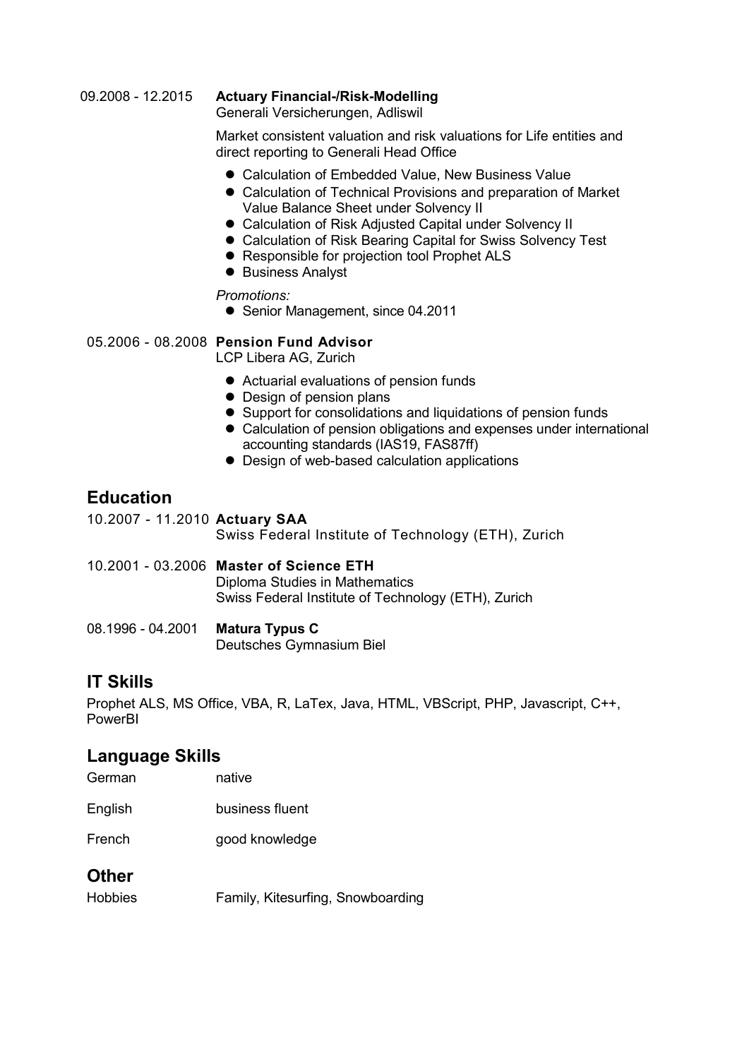09.2008 - 12.2015 **Actuary Financial-/Risk-Modelling**
Generali Versicherungen, Adliswil

Market consistent valuation and risk valuations for Life entities and direct reporting to Generali Head Office

- Calculation of Embedded Value, New Business Value
- Calculation of Technical Provisions and preparation of Market Value Balance Sheet under Solvency II
- Calculation of Risk Adjusted Capital under Solvency II
- Calculation of Risk Bearing Capital for Swiss Solvency Test
- Responsible for projection tool Prophet ALS
- Business Analyst

*Promotions:*

- Senior Management, since 04.2011

05.2006 - 08.2008 **Pension Fund Advisor**
LCP Libera AG, Zurich

- Actuarial evaluations of pension funds
- Design of pension plans
- Support for consolidations and liquidations of pension funds
- Calculation of pension obligations and expenses under international accounting standards (IAS19, FAS87ff)
- Design of web-based calculation applications

## Education

10.2007 - 11.2010 **Actuary SAA**
Swiss Federal Institute of Technology (ETH), Zurich

10.2001 - 03.2006 **Master of Science ETH**
Diploma Studies in Mathematics
Swiss Federal Institute of Technology (ETH), Zurich

08.1996 - 04.2001 **Matura Typus C**
Deutsches Gymnasium Biel

## IT Skills

Prophet ALS, MS Office, VBA, R, LaTex, Java, HTML, VBScript, PHP, Javascript, C++, PowerBI

## Language Skills

| | |
|---|---|
| German | native |
| English | business fluent |
| French | good knowledge |

## Other

| | |
|---|---|
| Hobbies | Family, Kitesurfing, Snowboarding |